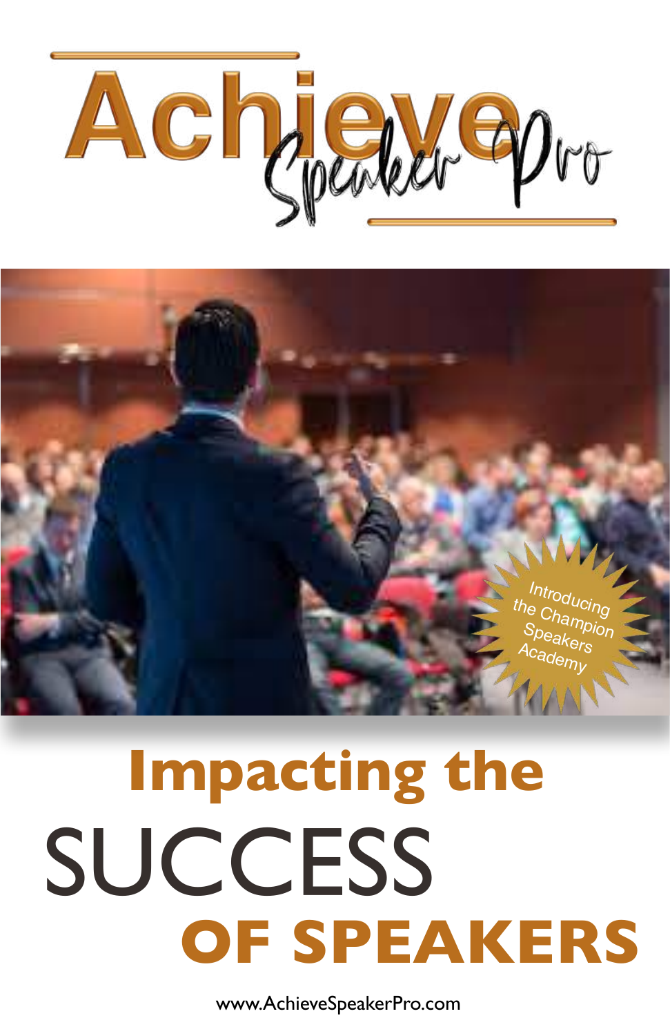# Achieve Speaker Pro

Introducing the Champion Speakers Academy

# Impacting the SUCCESS OF SPEAKERS

www.AchieveSpeakerPro.com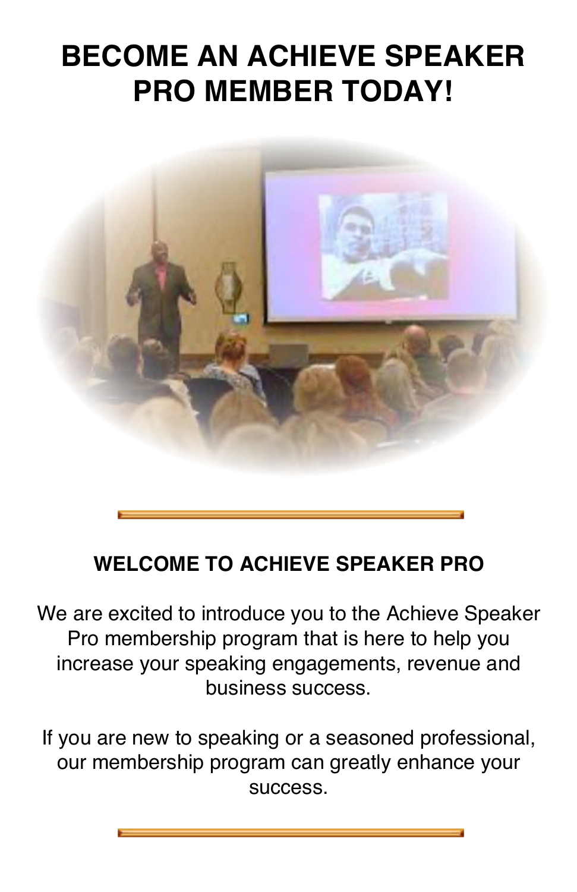# BECOME AN ACHIEVE SPEAKER PRO MEMBER TODAY!

## WELCOME TO ACHIEVE SPEAKER PRO

We are excited to introduce you to the Achieve Speaker Pro membership program that is here to help you increase your speaking engagements, revenue and business success.

If you are new to speaking or a seasoned professional, our membership program can greatly enhance your success.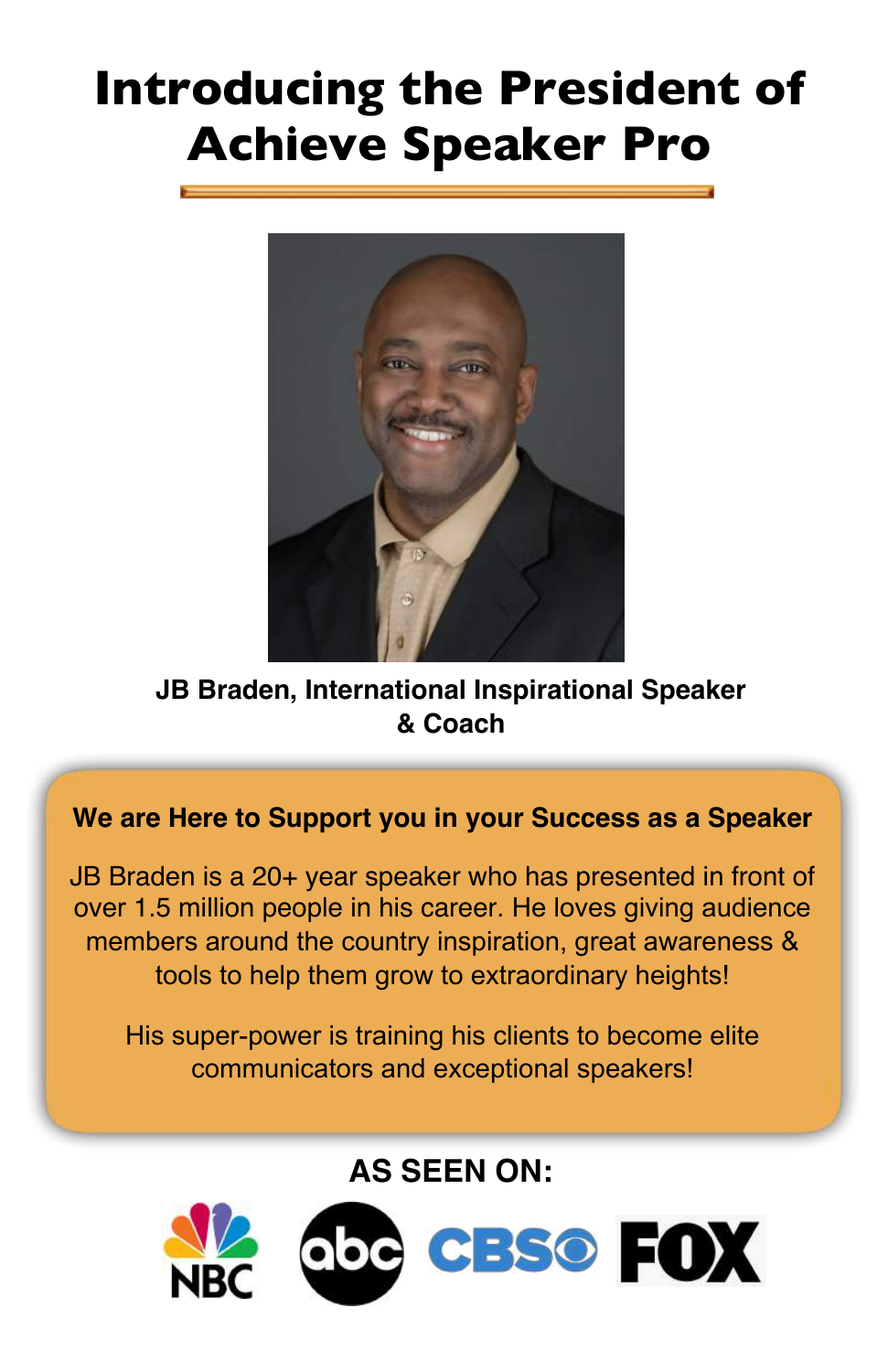# Introducing the President of Achieve Speaker Pro

**JB Braden, International Inspirational Speaker & Coach**

**We are Here to Support you in your Success as a Speaker**

JB Braden is a 20+ year speaker who has presented in front of over 1.5 million people in his career. He loves giving audience members around the country inspiration, great awareness & tools to help them grow to extraordinary heights!

His super-power is training his clients to become elite communicators and exceptional speakers!

**AS SEEN ON:**

NBC abc CBS FOX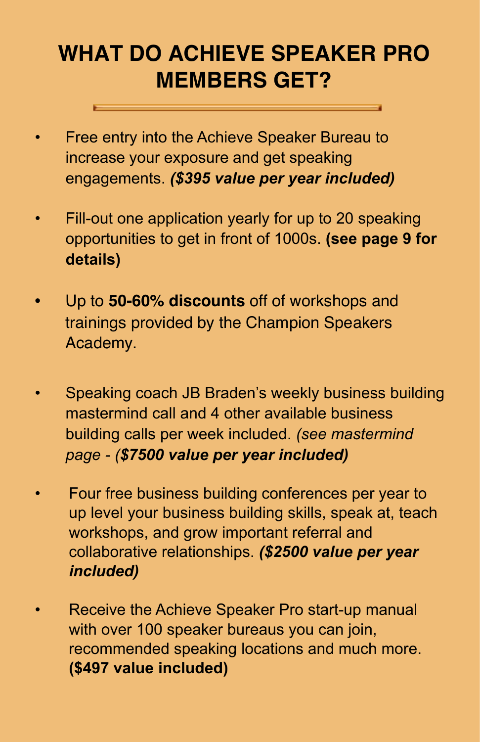# WHAT DO ACHIEVE SPEAKER PRO MEMBERS GET?

- Free entry into the Achieve Speaker Bureau to increase your exposure and get speaking engagements. ***($395 value per year included)***

- Fill-out one application yearly for up to 20 speaking opportunities to get in front of 1000s. **(see page 9 for details)**

- Up to **50-60% discounts** off of workshops and trainings provided by the Champion Speakers Academy.

- Speaking coach JB Braden's weekly business building mastermind call and 4 other available business building calls per week included. *(see mastermind page - **($7500 value per year included)***

- Four free business building conferences per year to up level your business building skills, speak at, teach workshops, and grow important referral and collaborative relationships. ***($2500 value per year included)***

- Receive the Achieve Speaker Pro start-up manual with over 100 speaker bureaus you can join, recommended speaking locations and much more. **($497 value included)**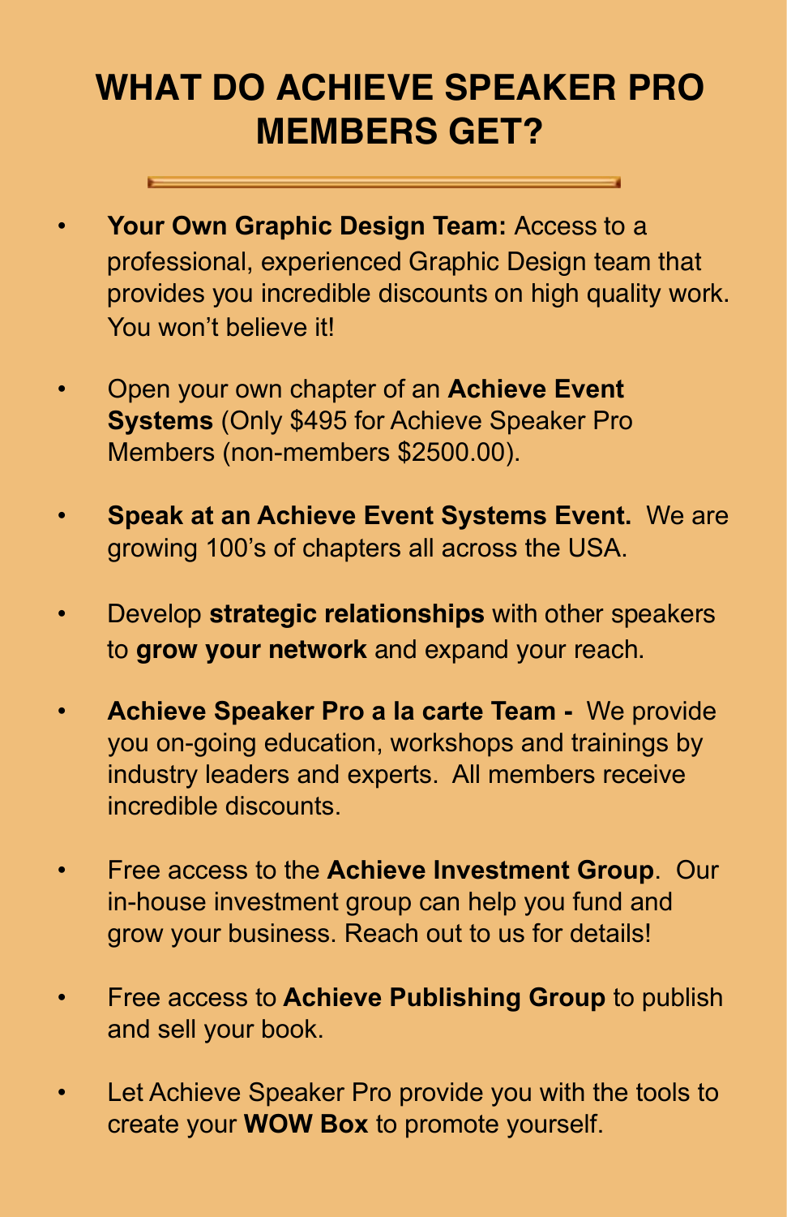# WHAT DO ACHIEVE SPEAKER PRO MEMBERS GET?

- **Your Own Graphic Design Team:** Access to a professional, experienced Graphic Design team that provides you incredible discounts on high quality work. You won't believe it!
- Open your own chapter of an **Achieve Event Systems** (Only $495 for Achieve Speaker Pro Members (non-members $2500.00).
- **Speak at an Achieve Event Systems Event.** We are growing 100's of chapters all across the USA.
- Develop **strategic relationships** with other speakers to **grow your network** and expand your reach.
- **Achieve Speaker Pro a la carte Team -** We provide you on-going education, workshops and trainings by industry leaders and experts. All members receive incredible discounts.
- Free access to the **Achieve Investment Group**. Our in-house investment group can help you fund and grow your business. Reach out to us for details!
- Free access to **Achieve Publishing Group** to publish and sell your book.
- Let Achieve Speaker Pro provide you with the tools to create your **WOW Box** to promote yourself.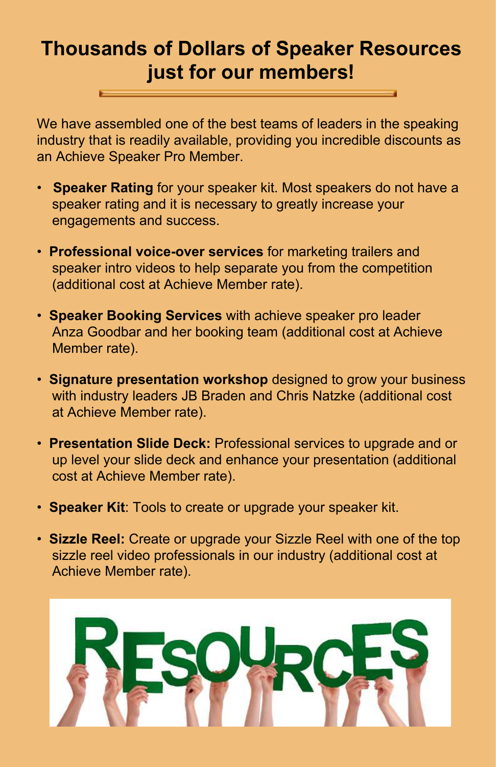# Thousands of Dollars of Speaker Resources just for our members!

We have assembled one of the best teams of leaders in the speaking industry that is readily available, providing you incredible discounts as an Achieve Speaker Pro Member.

- **Speaker Rating** for your speaker kit. Most speakers do not have a speaker rating and it is necessary to greatly increase your engagements and success.
- **Professional voice-over services** for marketing trailers and speaker intro videos to help separate you from the competition (additional cost at Achieve Member rate).
- **Speaker Booking Services** with achieve speaker pro leader Anza Goodbar and her booking team (additional cost at Achieve Member rate).
- **Signature presentation workshop** designed to grow your business with industry leaders JB Braden and Chris Natzke (additional cost at Achieve Member rate).
- **Presentation Slide Deck:** Professional services to upgrade and or up level your slide deck and enhance your presentation (additional cost at Achieve Member rate).
- **Speaker Kit**: Tools to create or upgrade your speaker kit.
- **Sizzle Reel:** Create or upgrade your Sizzle Reel with one of the top sizzle reel video professionals in our industry (additional cost at Achieve Member rate).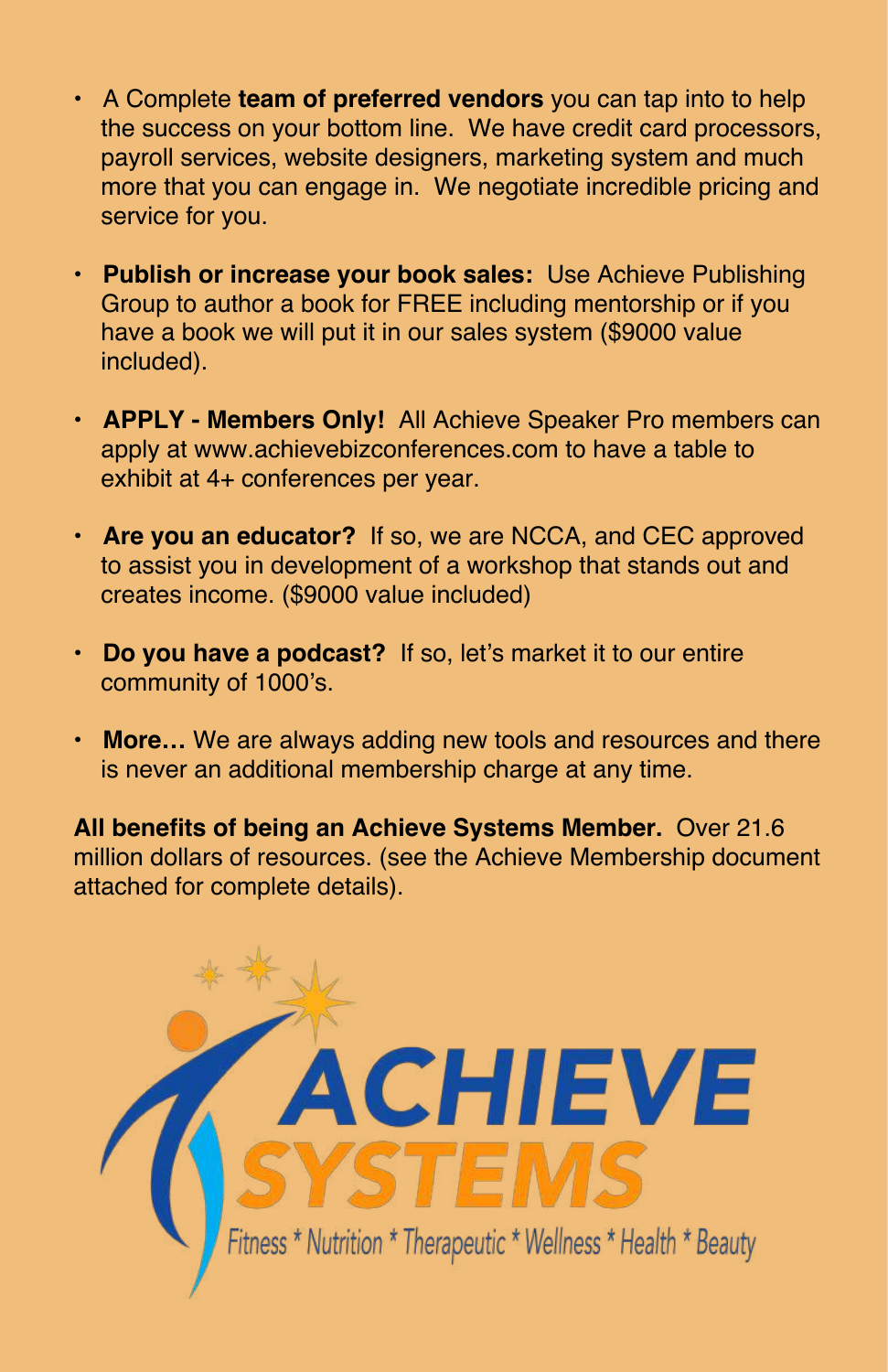- A Complete **team of preferred vendors** you can tap into to help the success on your bottom line. We have credit card processors, payroll services, website designers, marketing system and much more that you can engage in. We negotiate incredible pricing and service for you.

- **Publish or increase your book sales:** Use Achieve Publishing Group to author a book for FREE including mentorship or if you have a book we will put it in our sales system ($9000 value included).

- **APPLY - Members Only!** All Achieve Speaker Pro members can apply at www.achievebizconferences.com to have a table to exhibit at 4+ conferences per year.

- **Are you an educator?** If so, we are NCCA, and CEC approved to assist you in development of a workshop that stands out and creates income. ($9000 value included)

- **Do you have a podcast?** If so, let's market it to our entire community of 1000's.

- **More…** We are always adding new tools and resources and there is never an additional membership charge at any time.

**All benefits of being an Achieve Systems Member.** Over 21.6 million dollars of resources. (see the Achieve Membership document attached for complete details).

ACHIEVE SYSTEMS

Fitness * Nutrition * Therapeutic * Wellness * Health * Beauty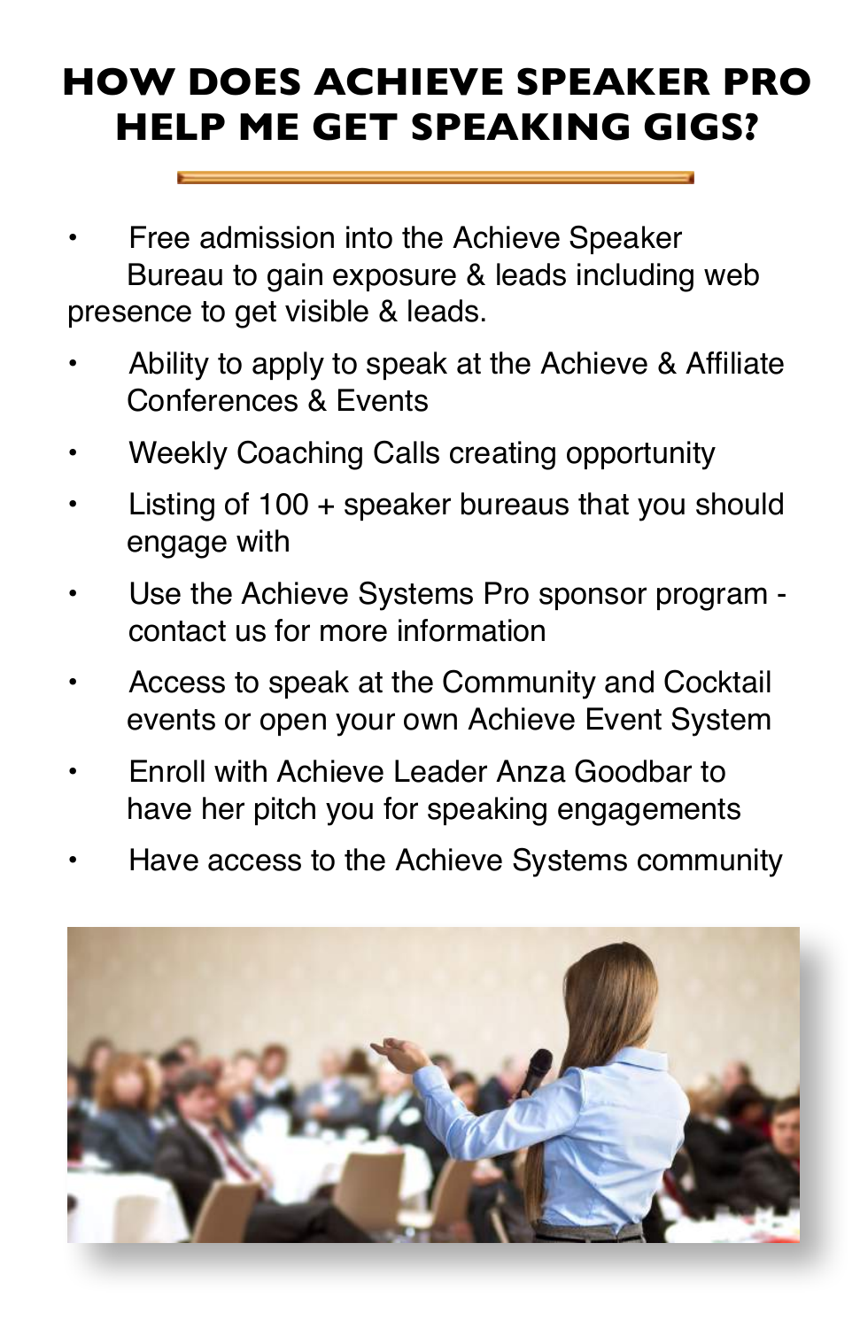# HOW DOES ACHIEVE SPEAKER PRO HELP ME GET SPEAKING GIGS?

- Free admission into the Achieve Speaker Bureau to gain exposure & leads including web presence to get visible & leads.
- Ability to apply to speak at the Achieve & Affiliate Conferences & Events
- Weekly Coaching Calls creating opportunity
- Listing of 100 + speaker bureaus that you should engage with
- Use the Achieve Systems Pro sponsor program - contact us for more information
- Access to speak at the Community and Cocktail events or open your own Achieve Event System
- Enroll with Achieve Leader Anza Goodbar to have her pitch you for speaking engagements
- Have access to the Achieve Systems community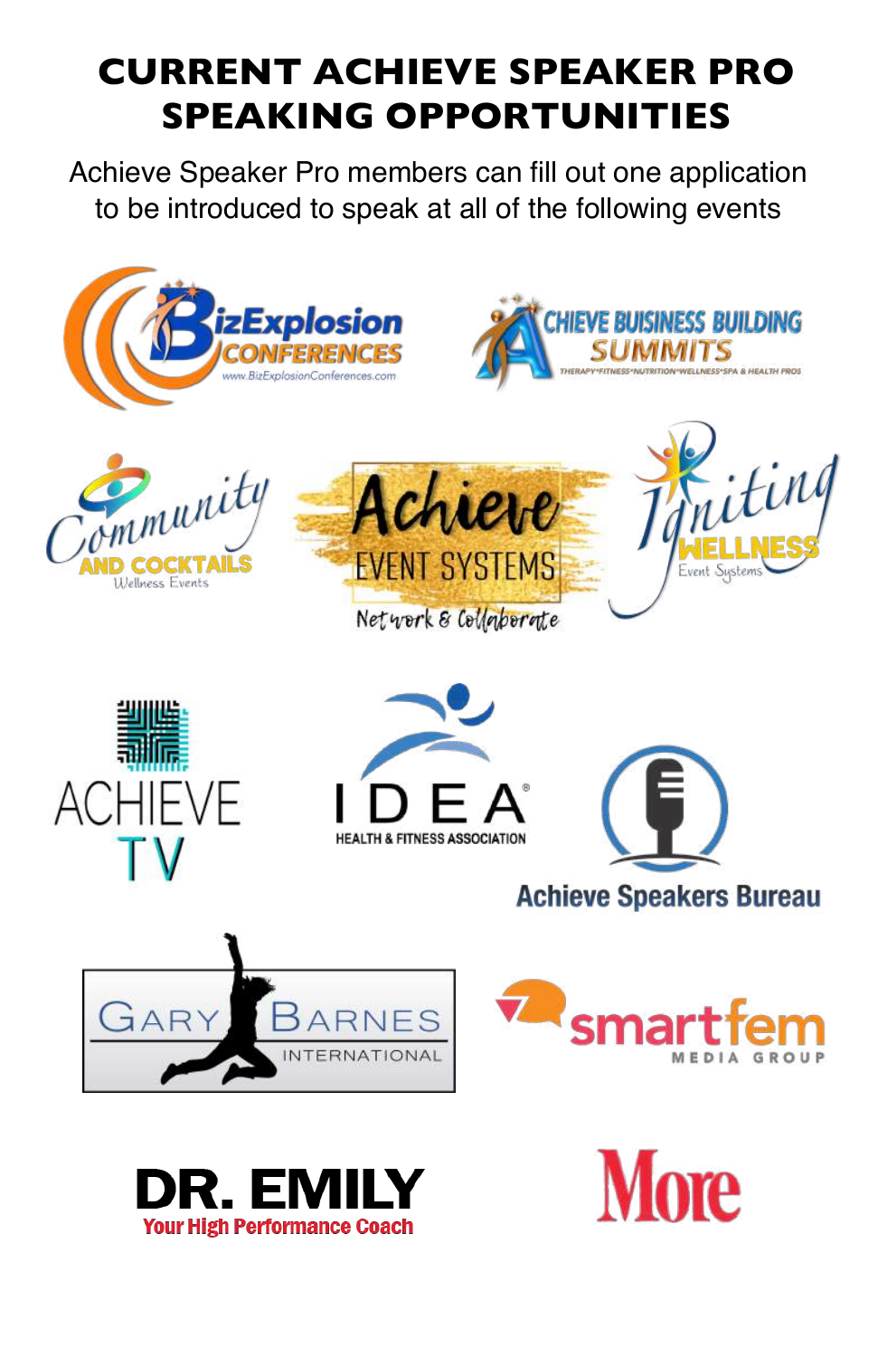# CURRENT ACHIEVE SPEAKER PRO SPEAKING OPPORTUNITIES

Achieve Speaker Pro members can fill out one application to be introduced to speak at all of the following events

BizExplosion CONFERENCES
www.BizExplosionConferences.com

ACHIEVE BUISINESS BUILDING SUMMITS
THERAPY•FITNESS•NUTRITION•WELLNESS•SPA & HEALTH PROS

Community AND COCKTAILS
Wellness Events

Achieve EVENT SYSTEMS
Network & Collaborate

Igniting WELLNESS
Event Systems

ACHIEVE TV

IDEA®
HEALTH & FITNESS ASSOCIATION

Achieve Speakers Bureau

GARY BARNES
INTERNATIONAL

smartfem
MEDIA GROUP

DR. EMILY
Your High Performance Coach

More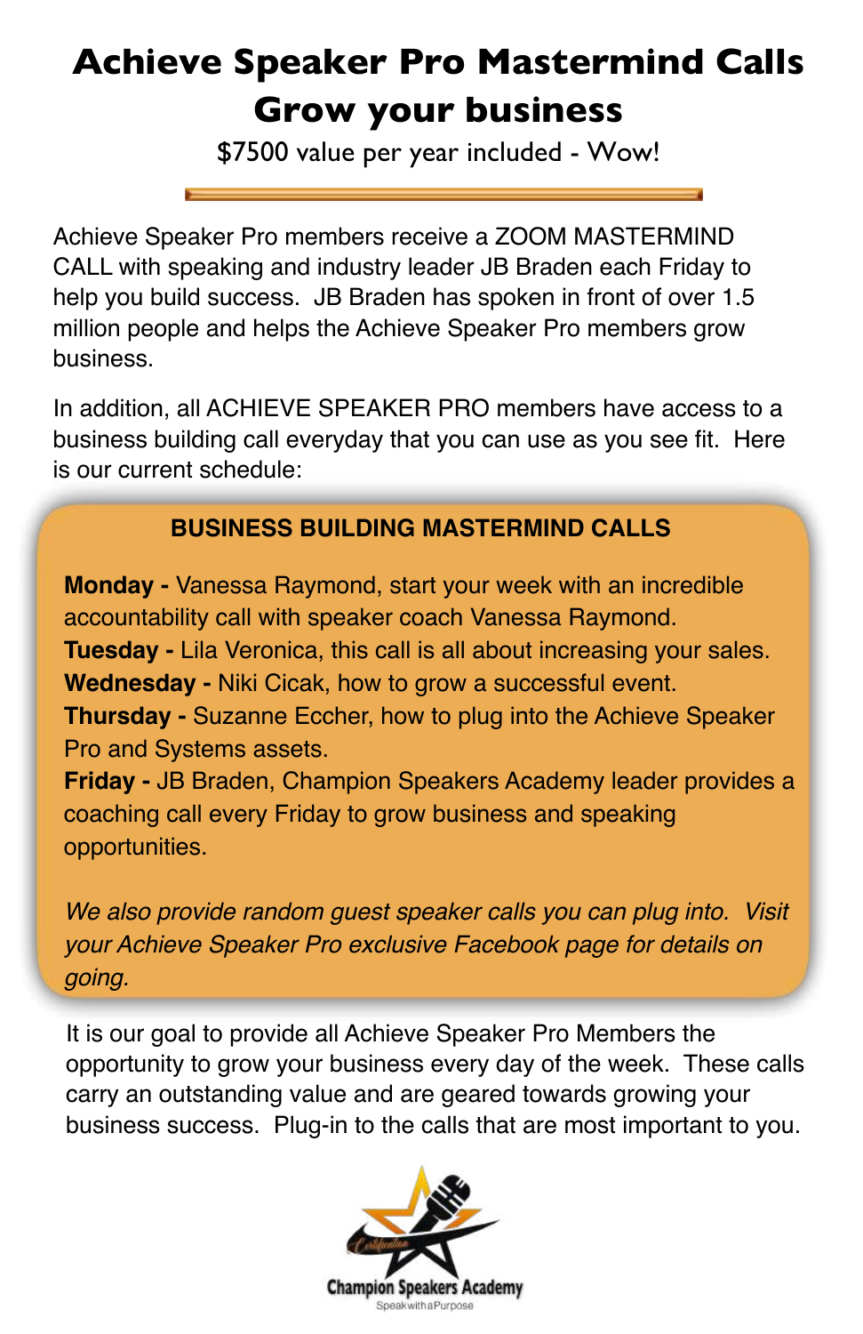# Achieve Speaker Pro Mastermind Calls
# Grow your business

$7500 value per year included - Wow!

Achieve Speaker Pro members receive a ZOOM MASTERMIND CALL with speaking and industry leader JB Braden each Friday to help you build success. JB Braden has spoken in front of over 1.5 million people and helps the Achieve Speaker Pro members grow business.

In addition, all ACHIEVE SPEAKER PRO members have access to a business building call everyday that you can use as you see fit. Here is our current schedule:

**BUSINESS BUILDING MASTERMIND CALLS**

**Monday -** Vanessa Raymond, start your week with an incredible accountability call with speaker coach Vanessa Raymond.
**Tuesday -** Lila Veronica, this call is all about increasing your sales.
**Wednesday -** Niki Cicak, how to grow a successful event.
**Thursday -** Suzanne Eccher, how to plug into the Achieve Speaker Pro and Systems assets.
**Friday -** JB Braden, Champion Speakers Academy leader provides a coaching call every Friday to grow business and speaking opportunities.

*We also provide random guest speaker calls you can plug into. Visit your Achieve Speaker Pro exclusive Facebook page for details on going.*

It is our goal to provide all Achieve Speaker Pro Members the opportunity to grow your business every day of the week. These calls carry an outstanding value and are geared towards growing your business success. Plug-in to the calls that are most important to you.

Champion Speakers Academy
Speak with a Purpose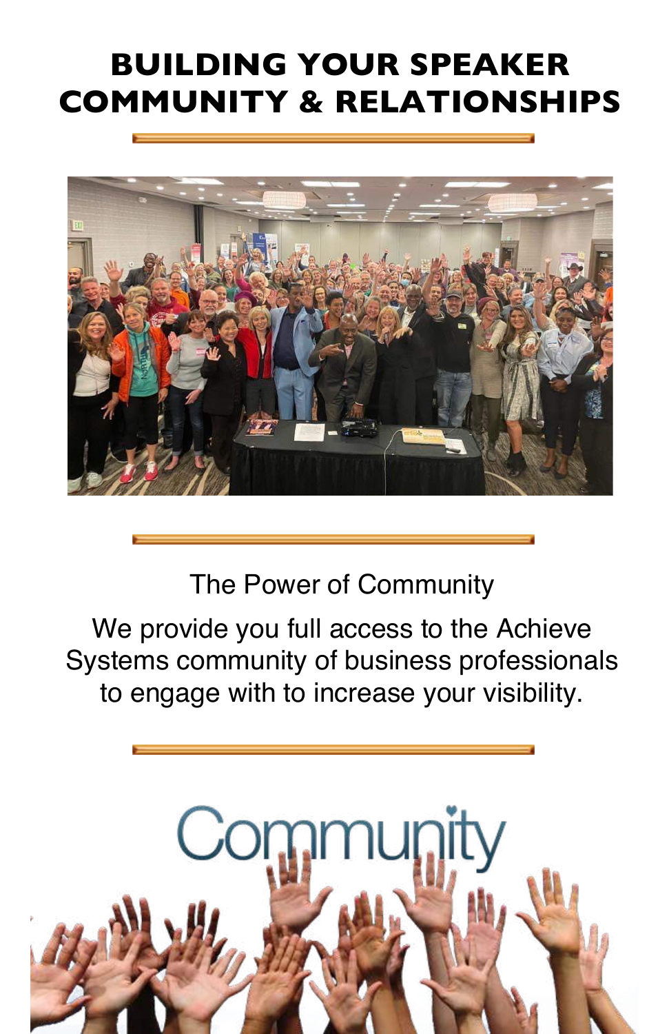# BUILDING YOUR SPEAKER COMMUNITY & RELATIONSHIPS

The Power of Community

We provide you full access to the Achieve Systems community of business professionals to engage with to increase your visibility.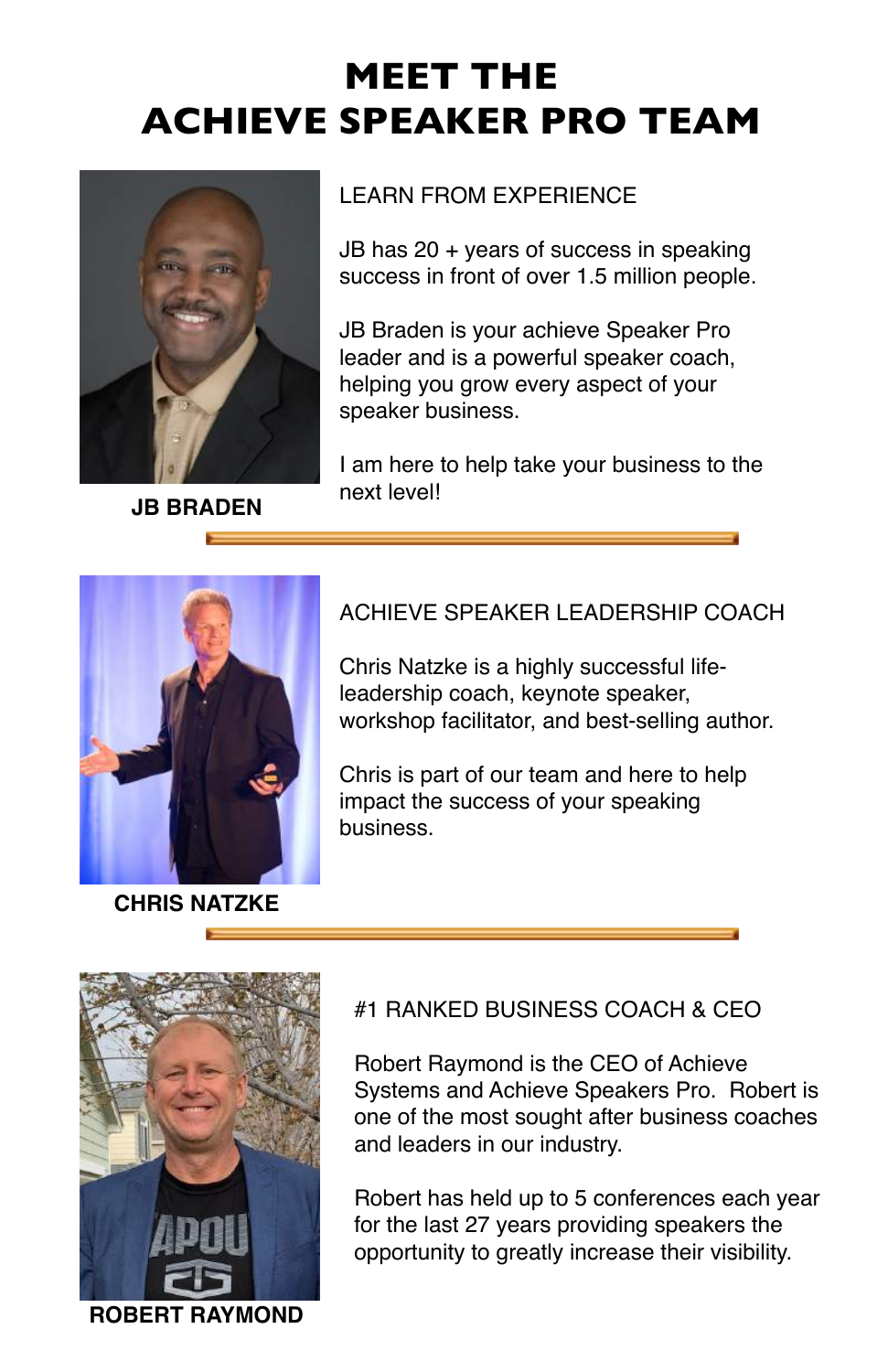# MEET THE ACHIEVE SPEAKER PRO TEAM

**JB BRADEN**

LEARN FROM EXPERIENCE

JB has 20 + years of success in speaking success in front of over 1.5 million people.

JB Braden is your achieve Speaker Pro leader and is a powerful speaker coach, helping you grow every aspect of your speaker business.

I am here to help take your business to the next level!

---

**CHRIS NATZKE**

ACHIEVE SPEAKER LEADERSHIP COACH

Chris Natzke is a highly successful life-leadership coach, keynote speaker, workshop facilitator, and best-selling author.

Chris is part of our team and here to help impact the success of your speaking business.

---

**ROBERT RAYMOND**

#1 RANKED BUSINESS COACH & CEO

Robert Raymond is the CEO of Achieve Systems and Achieve Speakers Pro. Robert is one of the most sought after business coaches and leaders in our industry.

Robert has held up to 5 conferences each year for the last 27 years providing speakers the opportunity to greatly increase their visibility.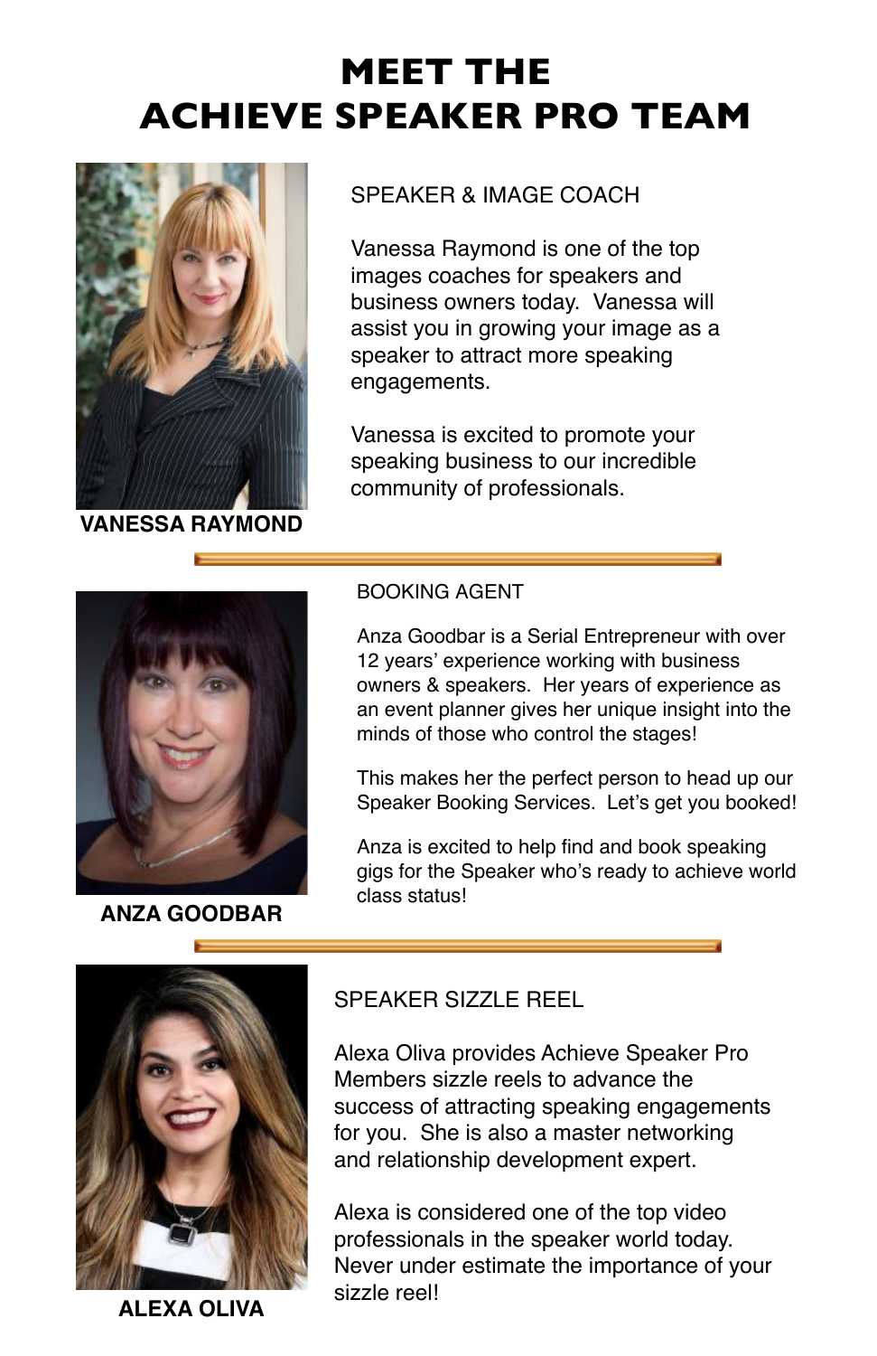# MEET THE ACHIEVE SPEAKER PRO TEAM

**VANESSA RAYMOND**

SPEAKER & IMAGE COACH

Vanessa Raymond is one of the top images coaches for speakers and business owners today. Vanessa will assist you in growing your image as a speaker to attract more speaking engagements.

Vanessa is excited to promote your speaking business to our incredible community of professionals.

---

**ANZA GOODBAR**

BOOKING AGENT

Anza Goodbar is a Serial Entrepreneur with over 12 years' experience working with business owners & speakers. Her years of experience as an event planner gives her unique insight into the minds of those who control the stages!

This makes her the perfect person to head up our Speaker Booking Services. Let's get you booked!

Anza is excited to help find and book speaking gigs for the Speaker who's ready to achieve world class status!

---

**ALEXA OLIVA**

SPEAKER SIZZLE REEL

Alexa Oliva provides Achieve Speaker Pro Members sizzle reels to advance the success of attracting speaking engagements for you. She is also a master networking and relationship development expert.

Alexa is considered one of the top video professionals in the speaker world today. Never under estimate the importance of your sizzle reel!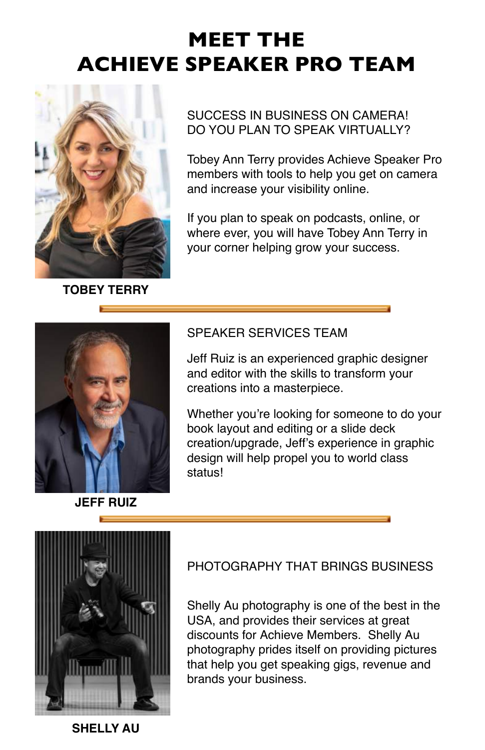# MEET THE ACHIEVE SPEAKER PRO TEAM

**TOBEY TERRY**

SUCCESS IN BUSINESS ON CAMERA!
DO YOU PLAN TO SPEAK VIRTUALLY?

Tobey Ann Terry provides Achieve Speaker Pro members with tools to help you get on camera and increase your visibility online.

If you plan to speak on podcasts, online, or where ever, you will have Tobey Ann Terry in your corner helping grow your success.

---

**JEFF RUIZ**

SPEAKER SERVICES TEAM

Jeff Ruiz is an experienced graphic designer and editor with the skills to transform your creations into a masterpiece.

Whether you're looking for someone to do your book layout and editing or a slide deck creation/upgrade, Jeff's experience in graphic design will help propel you to world class status!

---

**SHELLY AU**

PHOTOGRAPHY THAT BRINGS BUSINESS

Shelly Au photography is one of the best in the USA, and provides their services at great discounts for Achieve Members. Shelly Au photography prides itself on providing pictures that help you get speaking gigs, revenue and brands your business.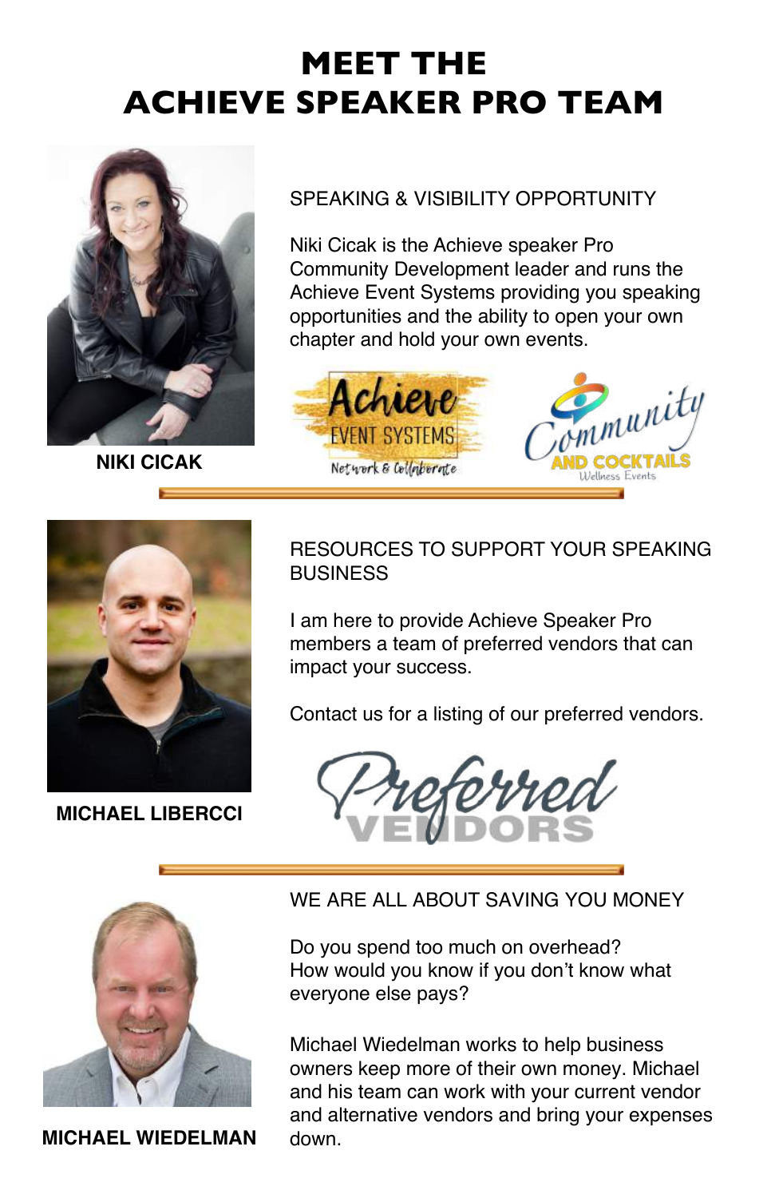# MEET THE ACHIEVE SPEAKER PRO TEAM

**NIKI CICAK**

SPEAKING & VISIBILITY OPPORTUNITY

Niki Cicak is the Achieve speaker Pro Community Development leader and runs the Achieve Event Systems providing you speaking opportunities and the ability to open your own chapter and hold your own events.

Achieve EVENT SYSTEMS Network & Collaborate

Community AND COCKTAILS Wellness Events

---

**MICHAEL LIBERCCI**

RESOURCES TO SUPPORT YOUR SPEAKING BUSINESS

I am here to provide Achieve Speaker Pro members a team of preferred vendors that can impact your success.

Contact us for a listing of our preferred vendors.

Preferred VENDORS

---

**MICHAEL WIEDELMAN**

WE ARE ALL ABOUT SAVING YOU MONEY

Do you spend too much on overhead?
How would you know if you don't know what everyone else pays?

Michael Wiedelman works to help business owners keep more of their own money. Michael and his team can work with your current vendor and alternative vendors and bring your expenses down.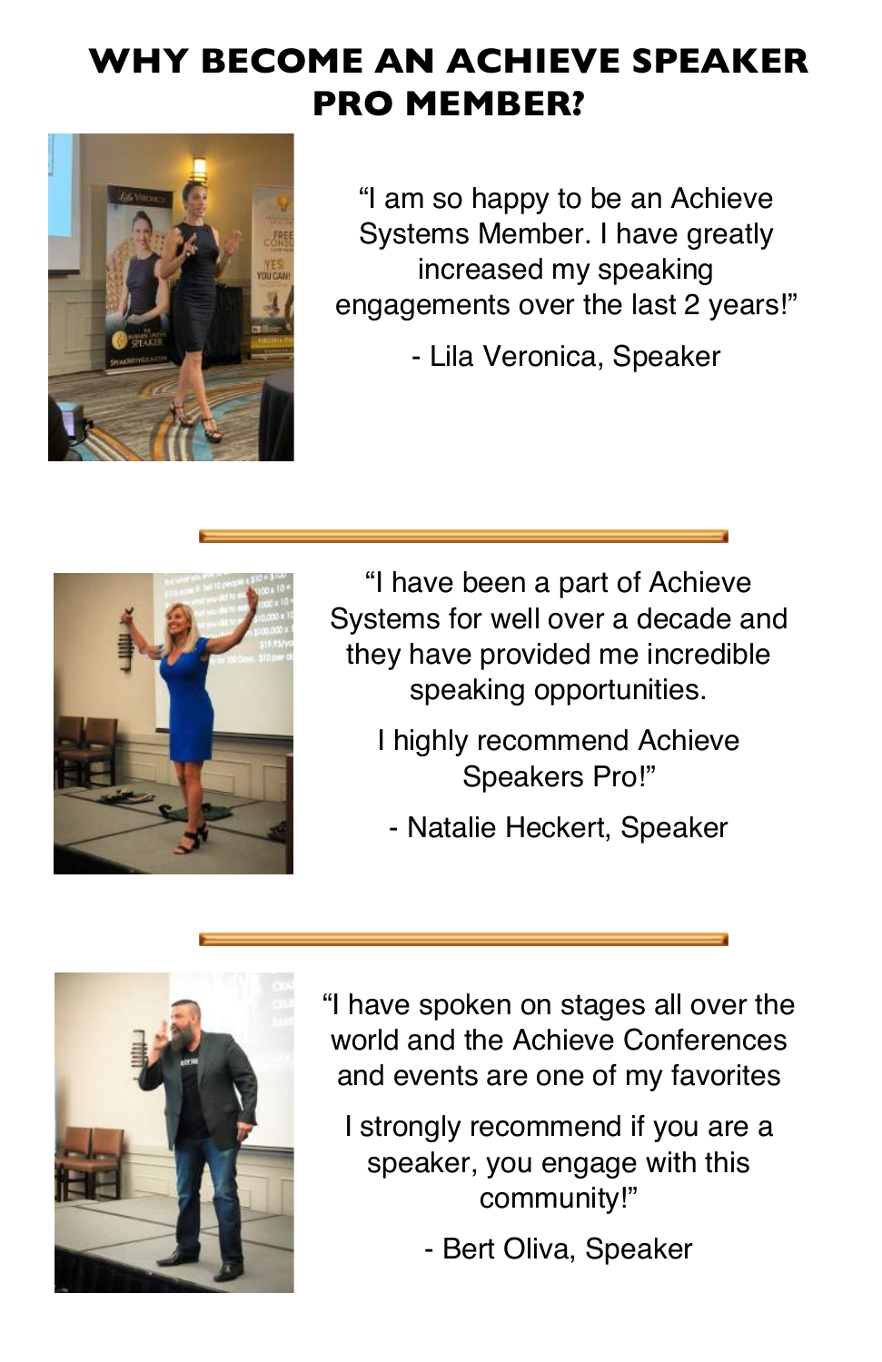# WHY BECOME AN ACHIEVE SPEAKER PRO MEMBER?

"I am so happy to be an Achieve Systems Member. I have greatly increased my speaking engagements over the last 2 years!"

- Lila Veronica, Speaker

---

"I have been a part of Achieve Systems for well over a decade and they have provided me incredible speaking opportunities.

I highly recommend Achieve Speakers Pro!"

- Natalie Heckert, Speaker

---

"I have spoken on stages all over the world and the Achieve Conferences and events are one of my favorites

I strongly recommend if you are a speaker, you engage with this community!"

- Bert Oliva, Speaker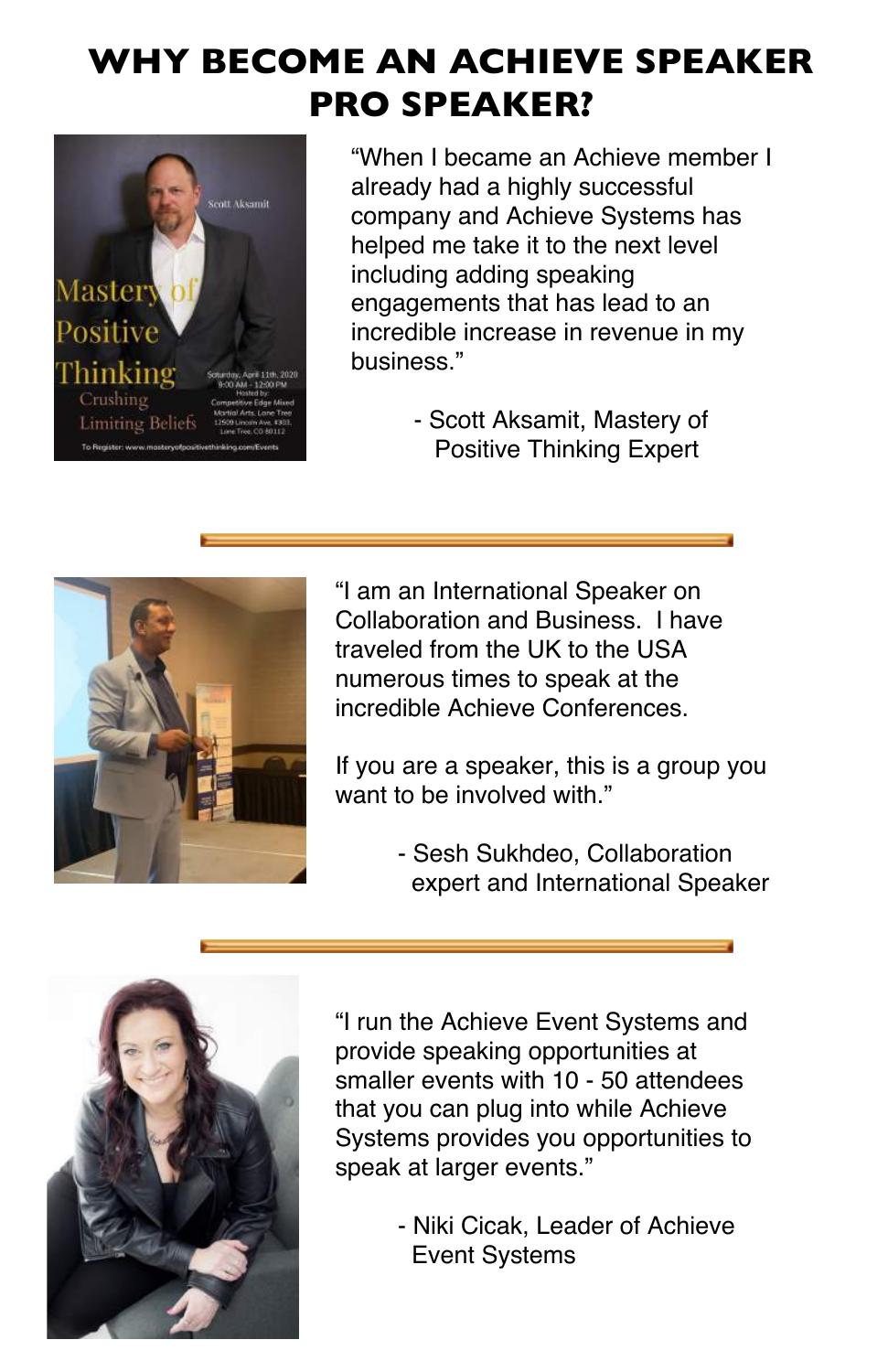# WHY BECOME AN ACHIEVE SPEAKER PRO SPEAKER?

"When I became an Achieve member I already had a highly successful company and Achieve Systems has helped me take it to the next level including adding speaking engagements that has lead to an incredible increase in revenue in my business."

- Scott Aksamit, Mastery of Positive Thinking Expert

---

"I am an International Speaker on Collaboration and Business. I have traveled from the UK to the USA numerous times to speak at the incredible Achieve Conferences.

If you are a speaker, this is a group you want to be involved with."

- Sesh Sukhdeo, Collaboration expert and International Speaker

---

"I run the Achieve Event Systems and provide speaking opportunities at smaller events with 10 - 50 attendees that you can plug into while Achieve Systems provides you opportunities to speak at larger events."

- Niki Cicak, Leader of Achieve Event Systems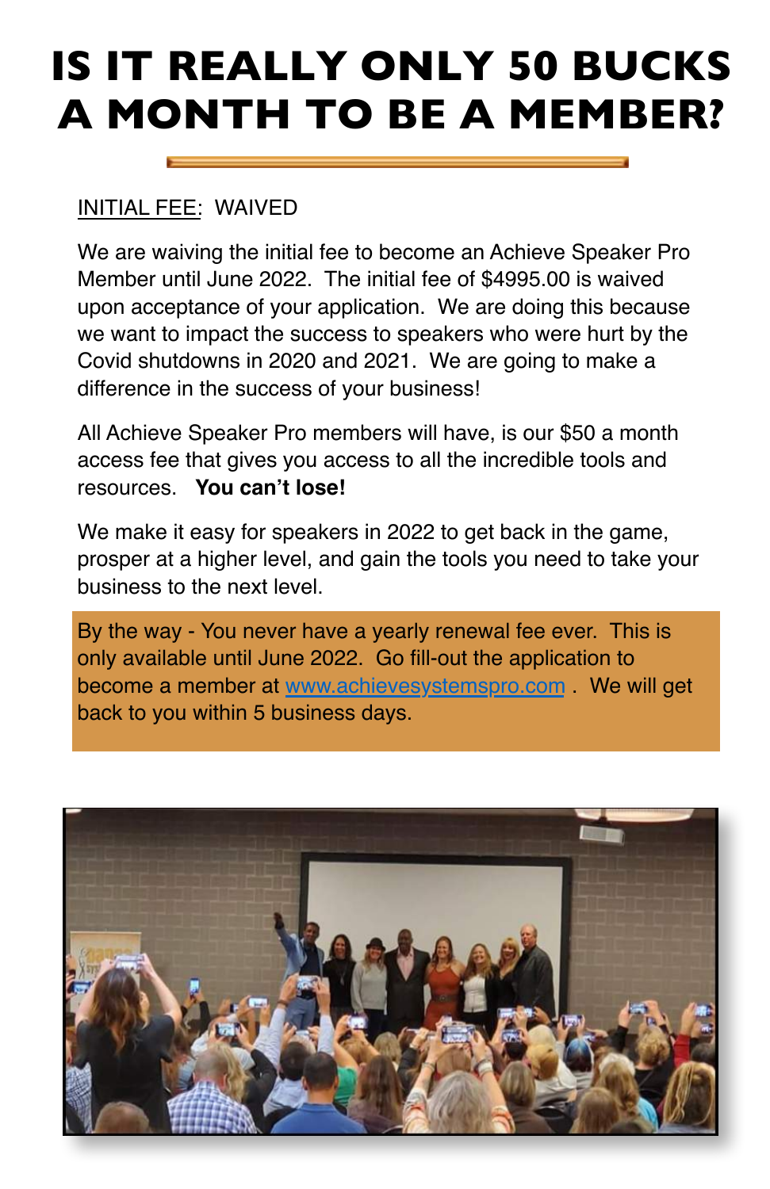# IS IT REALLY ONLY 50 BUCKS A MONTH TO BE A MEMBER?

INITIAL FEE: WAIVED

We are waiving the initial fee to become an Achieve Speaker Pro Member until June 2022. The initial fee of $4995.00 is waived upon acceptance of your application. We are doing this because we want to impact the success to speakers who were hurt by the Covid shutdowns in 2020 and 2021. We are going to make a difference in the success of your business!

All Achieve Speaker Pro members will have, is our $50 a month access fee that gives you access to all the incredible tools and resources. **You can't lose!**

We make it easy for speakers in 2022 to get back in the game, prosper at a higher level, and gain the tools you need to take your business to the next level.

By the way - You never have a yearly renewal fee ever. This is only available until June 2022. Go fill-out the application to become a member at www.achievesystemspro.com . We will get back to you within 5 business days.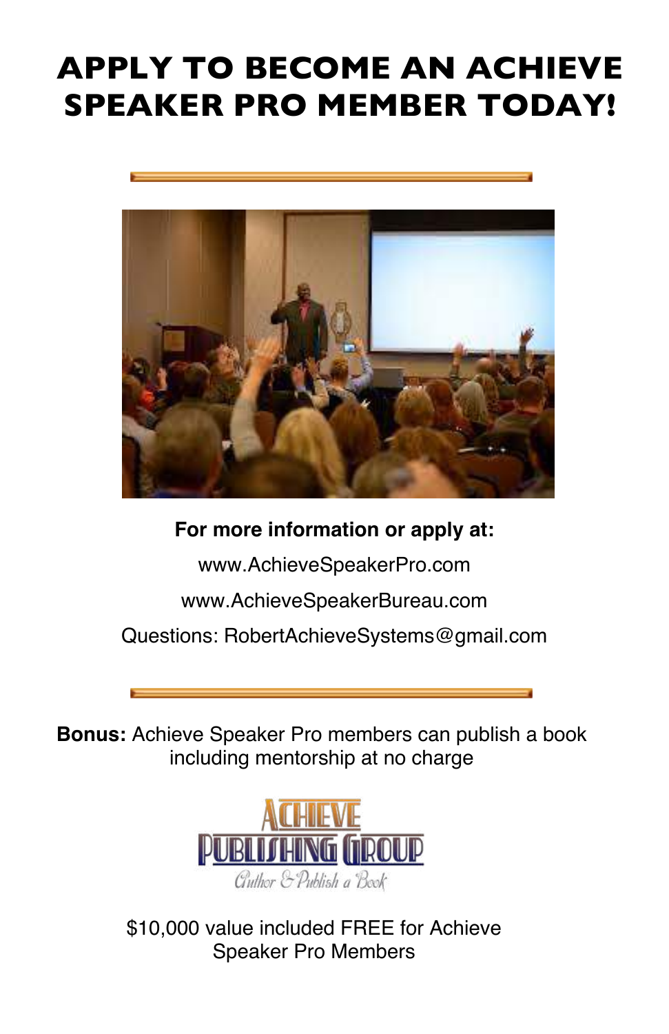# APPLY TO BECOME AN ACHIEVE SPEAKER PRO MEMBER TODAY!

**For more information or apply at:**

www.AchieveSpeakerPro.com

www.AchieveSpeakerBureau.com

Questions: RobertAchieveSystems@gmail.com

**Bonus:** Achieve Speaker Pro members can publish a book including mentorship at no charge

ACHIEVE PUBLISHING GROUP

*Author & Publish a Book*

$10,000 value included FREE for Achieve Speaker Pro Members